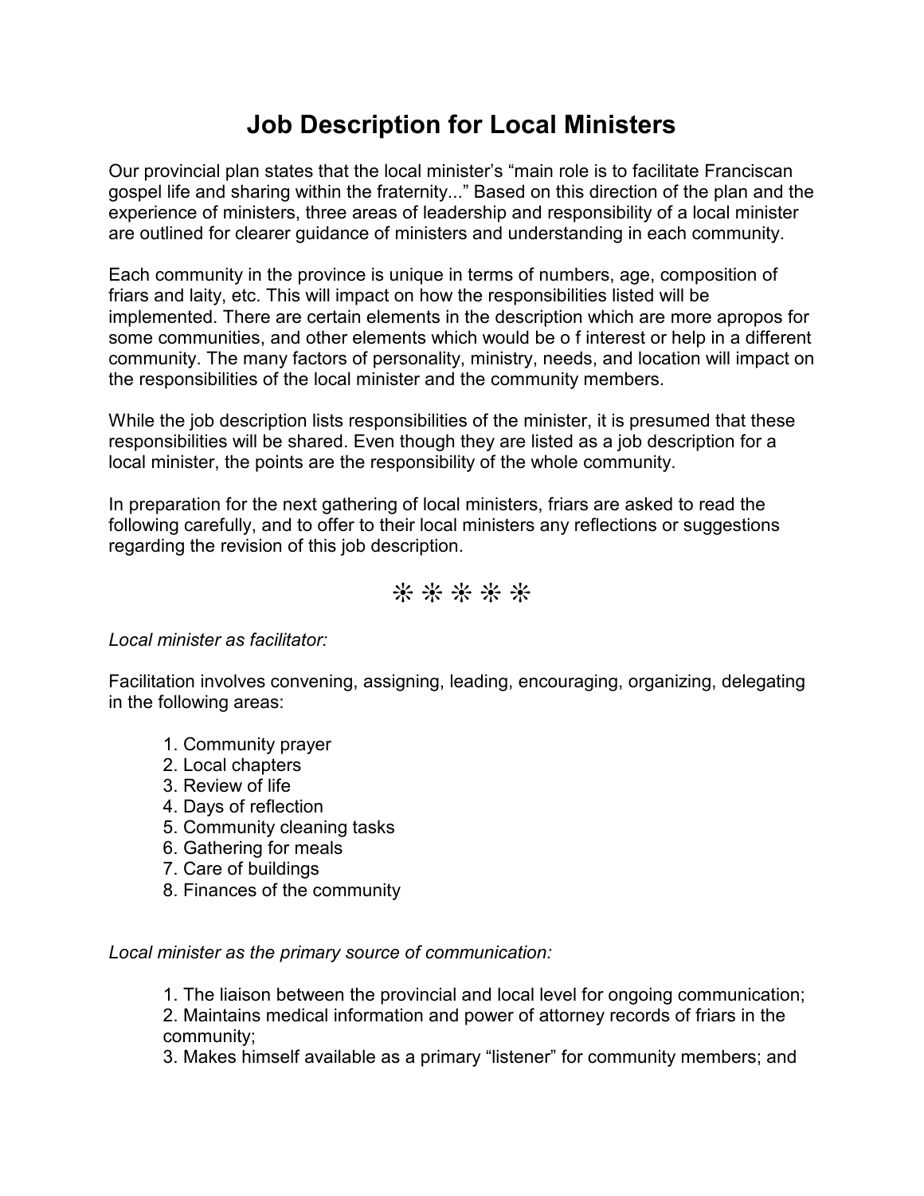# Job Description for Local Ministers

Our provincial plan states that the local minister's "main role is to facilitate Franciscan gospel life and sharing within the fraternity..." Based on this direction of the plan and the experience of ministers, three areas of leadership and responsibility of a local minister are outlined for clearer guidance of ministers and understanding in each community.

Each community in the province is unique in terms of numbers, age, composition of friars and laity, etc. This will impact on how the responsibilities listed will be implemented. There are certain elements in the description which are more apropos for some communities, and other elements which would be o f interest or help in a different community. The many factors of personality, ministry, needs, and location will impact on the responsibilities of the local minister and the community members.

While the job description lists responsibilities of the minister, it is presumed that these responsibilities will be shared. Even though they are listed as a job description for a local minister, the points are the responsibility of the whole community.

In preparation for the next gathering of local ministers, friars are asked to read the following carefully, and to offer to their local ministers any reflections or suggestions regarding the revision of this job description.

❊ ❊ ❊ ❊ ❊

*Local minister as facilitator:*

Facilitation involves convening, assigning, leading, encouraging, organizing, delegating in the following areas:

1. Community prayer
2. Local chapters
3. Review of life
4. Days of reflection
5. Community cleaning tasks
6. Gathering for meals
7. Care of buildings
8. Finances of the community

*Local minister as the primary source of communication:*

1. The liaison between the provincial and local level for ongoing communication;
2. Maintains medical information and power of attorney records of friars in the community;
3. Makes himself available as a primary "listener" for community members; and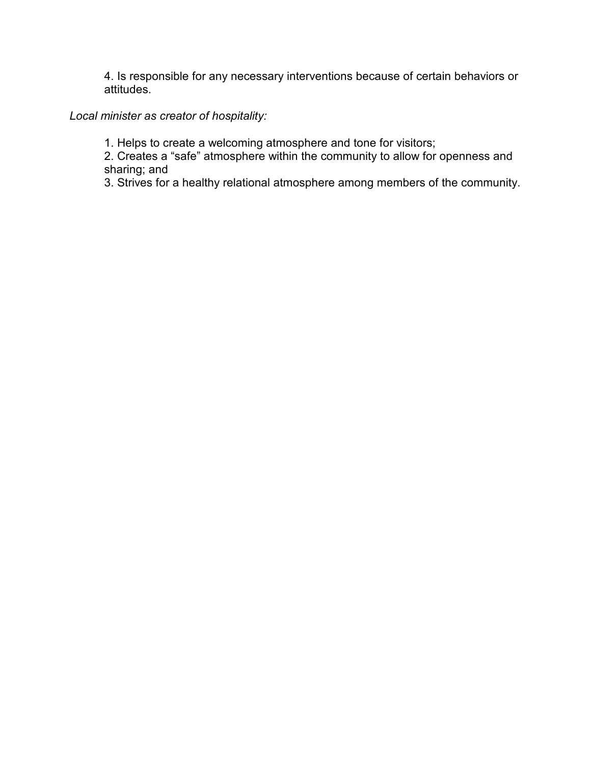4. Is responsible for any necessary interventions because of certain behaviors or attitudes.

*Local minister as creator of hospitality:*

1. Helps to create a welcoming atmosphere and tone for visitors;
2. Creates a "safe" atmosphere within the community to allow for openness and sharing; and
3. Strives for a healthy relational atmosphere among members of the community.